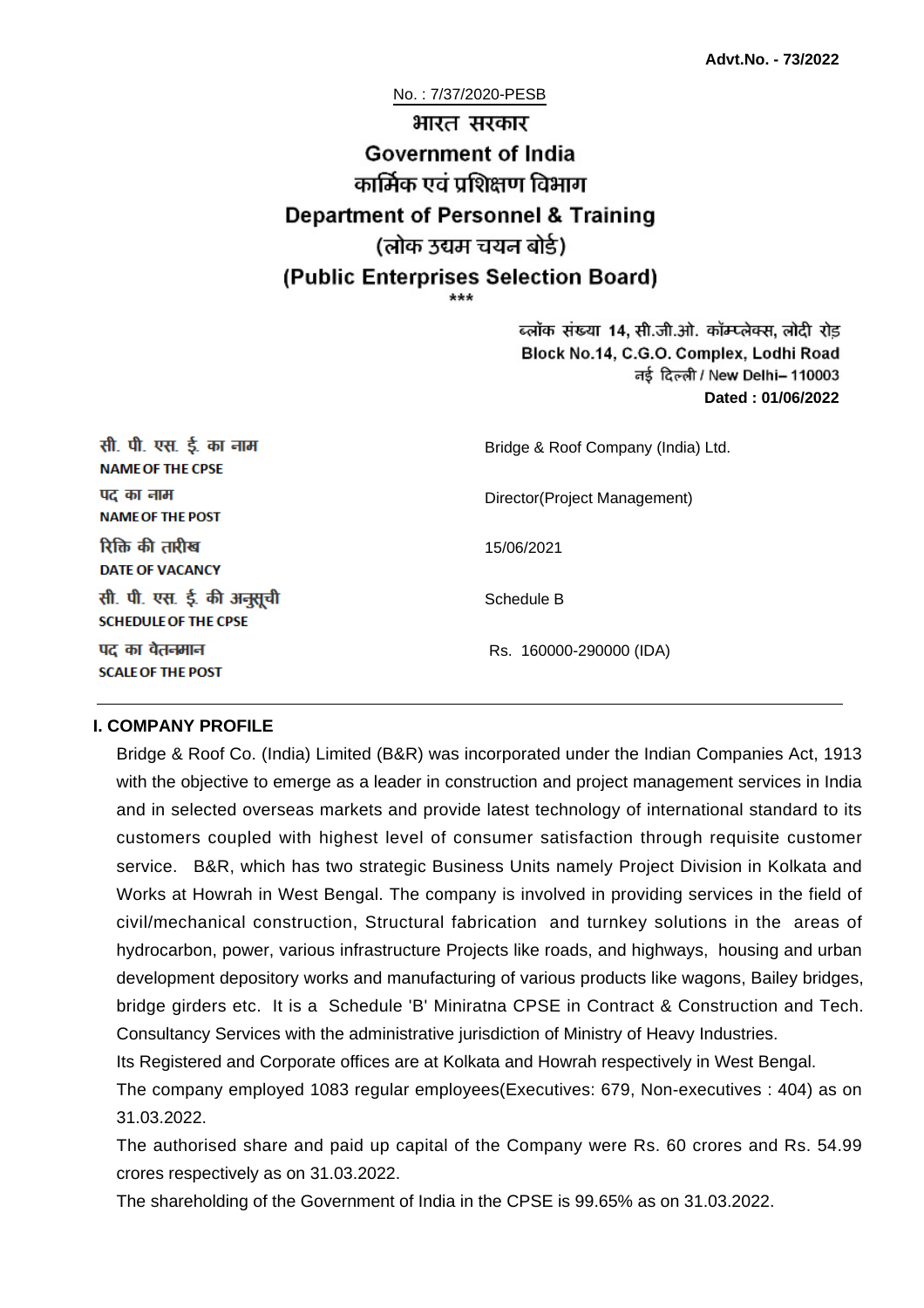**Advt.No. - 73/2022**

No. : 7/37/2020-PESB

# भारत सरकार
# Government of India
## कार्मिक एवं प्रशिक्षण विभाग
## Department of Personnel & Training
## (लोक उद्यम चयन बोर्ड)
## (Public Enterprises Selection Board)

\*\*\*

ब्लॉक संख्या 14, सी.जी.ओ. कॉम्प्लेक्स, लोदी रोड
Block No.14, C.G.O. Complex, Lodhi Road
नई दिल्ली / New Delhi– 110003
**Dated : 01/06/2022**

| | |
|---|---|
| सी. पी. एस. ई. का नाम<br>**NAME OF THE CPSE** | Bridge & Roof Company (India) Ltd. |
| पद का नाम<br>**NAME OF THE POST** | Director(Project Management) |
| रिक्ति की तारीख<br>**DATE OF VACANCY** | 15/06/2021 |
| सी. पी. एस. ई. की अनुसूची<br>**SCHEDULE OF THE CPSE** | Schedule B |
| पद का वेतनमान<br>**SCALE OF THE POST** | Rs. 160000-290000 (IDA) |

### I. COMPANY PROFILE

Bridge & Roof Co. (India) Limited (B&R) was incorporated under the Indian Companies Act, 1913 with the objective to emerge as a leader in construction and project management services in India and in selected overseas markets and provide latest technology of international standard to its customers coupled with highest level of consumer satisfaction through requisite customer service. B&R, which has two strategic Business Units namely Project Division in Kolkata and Works at Howrah in West Bengal. The company is involved in providing services in the field of civil/mechanical construction, Structural fabrication and turnkey solutions in the areas of hydrocarbon, power, various infrastructure Projects like roads, and highways, housing and urban development depository works and manufacturing of various products like wagons, Bailey bridges, bridge girders etc. It is a Schedule 'B' Miniratna CPSE in Contract & Construction and Tech. Consultancy Services with the administrative jurisdiction of Ministry of Heavy Industries.

Its Registered and Corporate offices are at Kolkata and Howrah respectively in West Bengal.

The company employed 1083 regular employees(Executives: 679, Non-executives : 404) as on 31.03.2022.

The authorised share and paid up capital of the Company were Rs. 60 crores and Rs. 54.99 crores respectively as on 31.03.2022.

The shareholding of the Government of India in the CPSE is 99.65% as on 31.03.2022.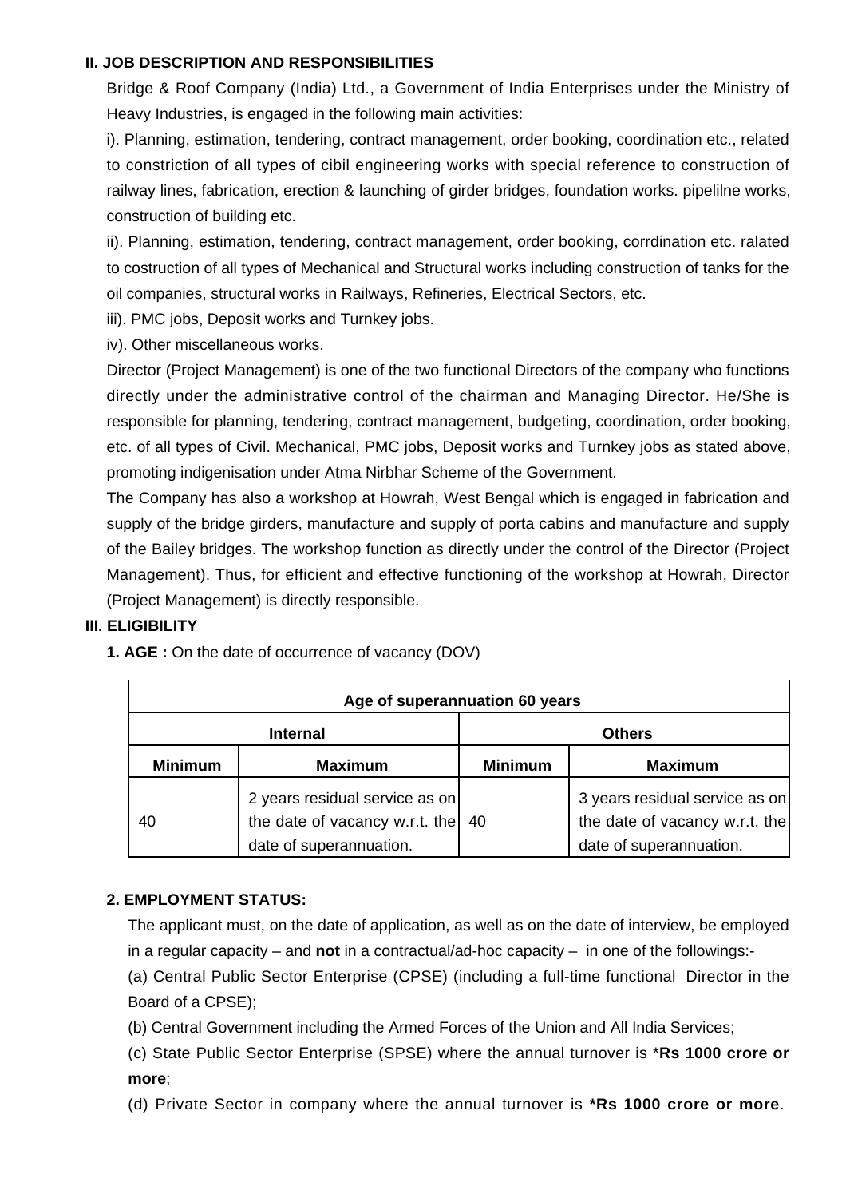## II. JOB DESCRIPTION AND RESPONSIBILITIES

Bridge & Roof Company (India) Ltd., a Government of India Enterprises under the Ministry of Heavy Industries, is engaged in the following main activities:

i). Planning, estimation, tendering, contract management, order booking, coordination etc., related to constriction of all types of cibil engineering works with special reference to construction of railway lines, fabrication, erection & launching of girder bridges, foundation works. pipelilne works, construction of building etc.

ii). Planning, estimation, tendering, contract management, order booking, corrdination etc. ralated to costruction of all types of Mechanical and Structural works including construction of tanks for the oil companies, structural works in Railways, Refineries, Electrical Sectors, etc.

iii). PMC jobs, Deposit works and Turnkey jobs.

iv). Other miscellaneous works.

Director (Project Management) is one of the two functional Directors of the company who functions directly under the administrative control of the chairman and Managing Director. He/She is responsible for planning, tendering, contract management, budgeting, coordination, order booking, etc. of all types of Civil. Mechanical, PMC jobs, Deposit works and Turnkey jobs as stated above, promoting indigenisation under Atma Nirbhar Scheme of the Government.

The Company has also a workshop at Howrah, West Bengal which is engaged in fabrication and supply of the bridge girders, manufacture and supply of porta cabins and manufacture and supply of the Bailey bridges. The workshop function as directly under the control of the Director (Project Management). Thus, for efficient and effective functioning of the workshop at Howrah, Director (Project Management) is directly responsible.

## III. ELIGIBILITY

**1. AGE :** On the date of occurrence of vacancy (DOV)

| Age of superannuation 60 years | | | |
|---|---|---|---|
| **Internal** | | **Others** | |
| **Minimum** | **Maximum** | **Minimum** | **Maximum** |
| 40 | 2 years residual service as on the date of vacancy w.r.t. the date of superannuation. | 40 | 3 years residual service as on the date of vacancy w.r.t. the date of superannuation. |

**2. EMPLOYMENT STATUS:**

The applicant must, on the date of application, as well as on the date of interview, be employed in a regular capacity – and **not** in a contractual/ad-hoc capacity – in one of the followings:-

(a) Central Public Sector Enterprise (CPSE) (including a full-time functional Director in the Board of a CPSE);

(b) Central Government including the Armed Forces of the Union and All India Services;

(c) State Public Sector Enterprise (SPSE) where the annual turnover is ***Rs 1000 crore or more**;

(d) Private Sector in company where the annual turnover is ***Rs 1000 crore or more**.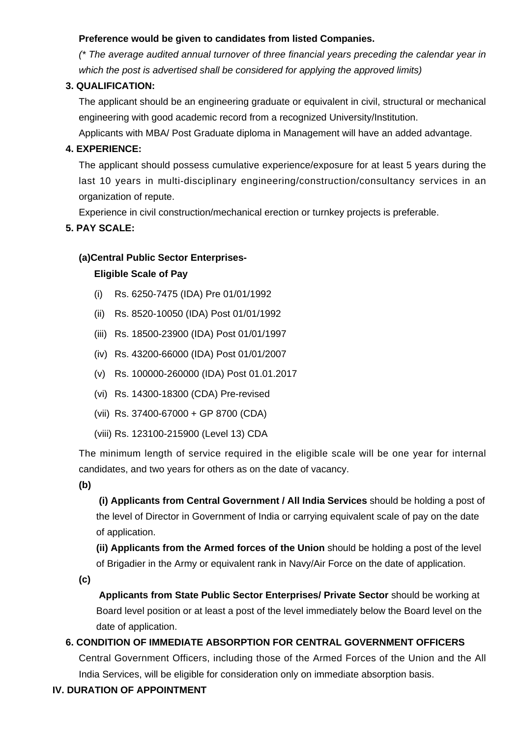**Preference would be given to candidates from listed Companies.**

*(\* The average audited annual turnover of three financial years preceding the calendar year in which the post is advertised shall be considered for applying the approved limits)*

**3. QUALIFICATION:**

The applicant should be an engineering graduate or equivalent in civil, structural or mechanical engineering with good academic record from a recognized University/Institution.

Applicants with MBA/ Post Graduate diploma in Management will have an added advantage.

**4. EXPERIENCE:**

The applicant should possess cumulative experience/exposure for at least 5 years during the last 10 years in multi-disciplinary engineering/construction/consultancy services in an organization of repute.

Experience in civil construction/mechanical erection or turnkey projects is preferable.

**5. PAY SCALE:**

**(a)Central Public Sector Enterprises-**

**Eligible Scale of Pay**

(i) Rs. 6250-7475 (IDA) Pre 01/01/1992

(ii) Rs. 8520-10050 (IDA) Post 01/01/1992

(iii) Rs. 18500-23900 (IDA) Post 01/01/1997

(iv) Rs. 43200-66000 (IDA) Post 01/01/2007

(v) Rs. 100000-260000 (IDA) Post 01.01.2017

(vi) Rs. 14300-18300 (CDA) Pre-revised

(vii) Rs. 37400-67000 + GP 8700 (CDA)

(viii) Rs. 123100-215900 (Level 13) CDA

The minimum length of service required in the eligible scale will be one year for internal candidates, and two years for others as on the date of vacancy.

**(b)**

**(i) Applicants from Central Government / All India Services** should be holding a post of the level of Director in Government of India or carrying equivalent scale of pay on the date of application.

**(ii) Applicants from the Armed forces of the Union** should be holding a post of the level of Brigadier in the Army or equivalent rank in Navy/Air Force on the date of application.

**(c)**

**Applicants from State Public Sector Enterprises/ Private Sector** should be working at Board level position or at least a post of the level immediately below the Board level on the date of application.

**6. CONDITION OF IMMEDIATE ABSORPTION FOR CENTRAL GOVERNMENT OFFICERS**

Central Government Officers, including those of the Armed Forces of the Union and the All India Services, will be eligible for consideration only on immediate absorption basis.

**IV. DURATION OF APPOINTMENT**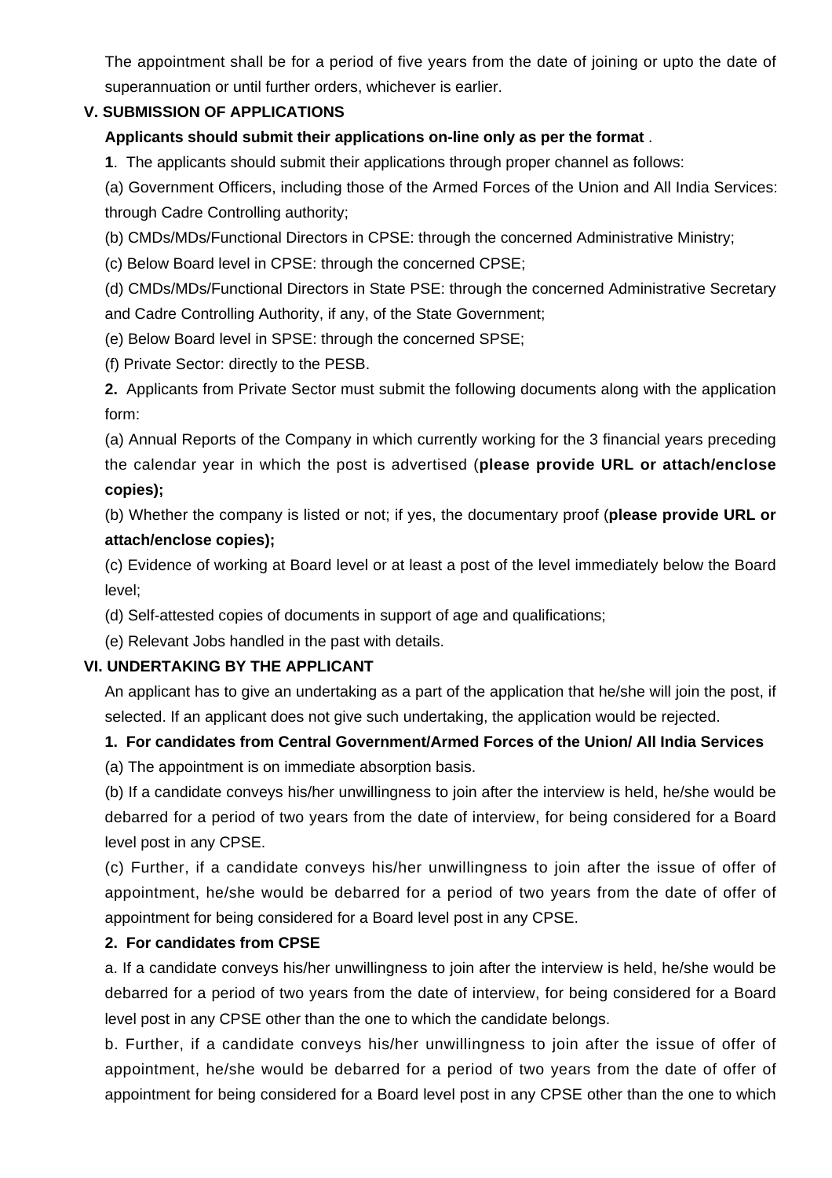The appointment shall be for a period of five years from the date of joining or upto the date of superannuation or until further orders, whichever is earlier.

### V. SUBMISSION OF APPLICATIONS

**Applicants should submit their applications on-line only as per the format** .

**1**. The applicants should submit their applications through proper channel as follows:

(a) Government Officers, including those of the Armed Forces of the Union and All India Services: through Cadre Controlling authority;

(b) CMDs/MDs/Functional Directors in CPSE: through the concerned Administrative Ministry;

(c) Below Board level in CPSE: through the concerned CPSE;

(d) CMDs/MDs/Functional Directors in State PSE: through the concerned Administrative Secretary and Cadre Controlling Authority, if any, of the State Government;

(e) Below Board level in SPSE: through the concerned SPSE;

(f) Private Sector: directly to the PESB.

**2.** Applicants from Private Sector must submit the following documents along with the application form:

(a) Annual Reports of the Company in which currently working for the 3 financial years preceding the calendar year in which the post is advertised (**please provide URL or attach/enclose copies);**

(b) Whether the company is listed or not; if yes, the documentary proof (**please provide URL or attach/enclose copies);**

(c) Evidence of working at Board level or at least a post of the level immediately below the Board level;

(d) Self-attested copies of documents in support of age and qualifications;

(e) Relevant Jobs handled in the past with details.

### VI. UNDERTAKING BY THE APPLICANT

An applicant has to give an undertaking as a part of the application that he/she will join the post, if selected. If an applicant does not give such undertaking, the application would be rejected.

**1. For candidates from Central Government/Armed Forces of the Union/ All India Services**

(a) The appointment is on immediate absorption basis.

(b) If a candidate conveys his/her unwillingness to join after the interview is held, he/she would be debarred for a period of two years from the date of interview, for being considered for a Board level post in any CPSE.

(c) Further, if a candidate conveys his/her unwillingness to join after the issue of offer of appointment, he/she would be debarred for a period of two years from the date of offer of appointment for being considered for a Board level post in any CPSE.

**2. For candidates from CPSE**

a. If a candidate conveys his/her unwillingness to join after the interview is held, he/she would be debarred for a period of two years from the date of interview, for being considered for a Board level post in any CPSE other than the one to which the candidate belongs.

b. Further, if a candidate conveys his/her unwillingness to join after the issue of offer of appointment, he/she would be debarred for a period of two years from the date of offer of appointment for being considered for a Board level post in any CPSE other than the one to which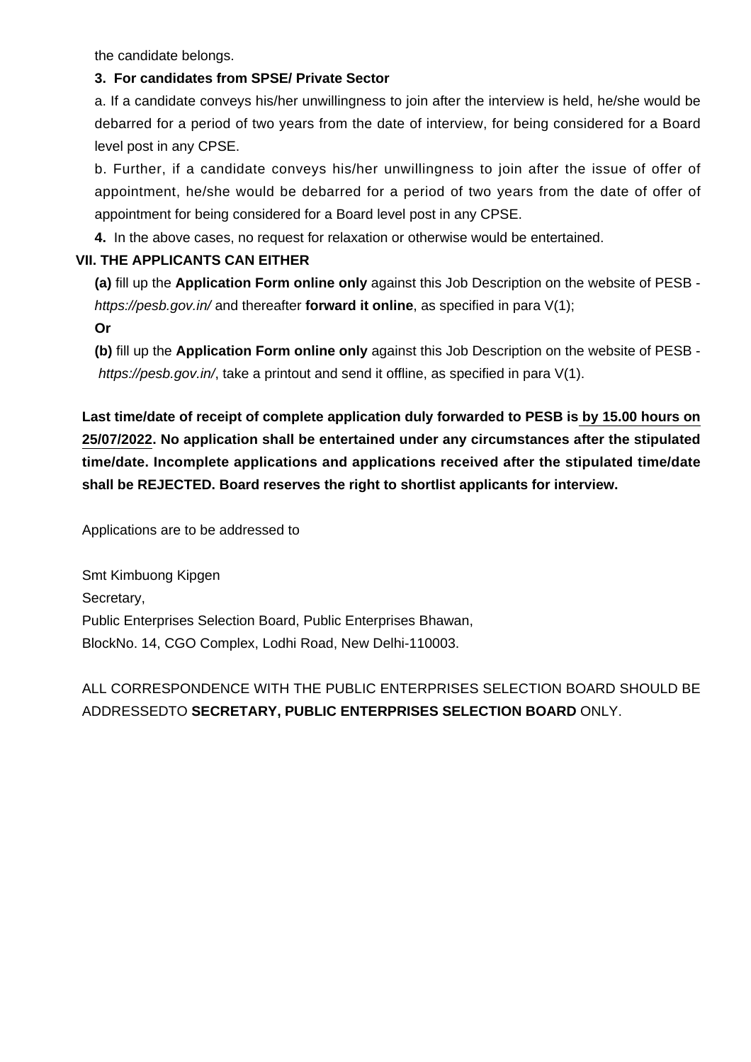the candidate belongs.

**3. For candidates from SPSE/ Private Sector**

a. If a candidate conveys his/her unwillingness to join after the interview is held, he/she would be debarred for a period of two years from the date of interview, for being considered for a Board level post in any CPSE.

b. Further, if a candidate conveys his/her unwillingness to join after the issue of offer of appointment, he/she would be debarred for a period of two years from the date of offer of appointment for being considered for a Board level post in any CPSE.

**4.** In the above cases, no request for relaxation or otherwise would be entertained.

**VII. THE APPLICANTS CAN EITHER**

**(a)** fill up the **Application Form online only** against this Job Description on the website of PESB - *https://pesb.gov.in/* and thereafter **forward it online**, as specified in para V(1);

**Or**

**(b)** fill up the **Application Form online only** against this Job Description on the website of PESB - *https://pesb.gov.in/*, take a printout and send it offline, as specified in para V(1).

**Last time/date of receipt of complete application duly forwarded to PESB is by 15.00 hours on 25/07/2022. No application shall be entertained under any circumstances after the stipulated time/date. Incomplete applications and applications received after the stipulated time/date shall be REJECTED. Board reserves the right to shortlist applicants for interview.**

Applications are to be addressed to

Smt Kimbuong Kipgen
Secretary,
Public Enterprises Selection Board, Public Enterprises Bhawan,
BlockNo. 14, CGO Complex, Lodhi Road, New Delhi-110003.

ALL CORRESPONDENCE WITH THE PUBLIC ENTERPRISES SELECTION BOARD SHOULD BE ADDRESSEDTO **SECRETARY, PUBLIC ENTERPRISES SELECTION BOARD** ONLY.